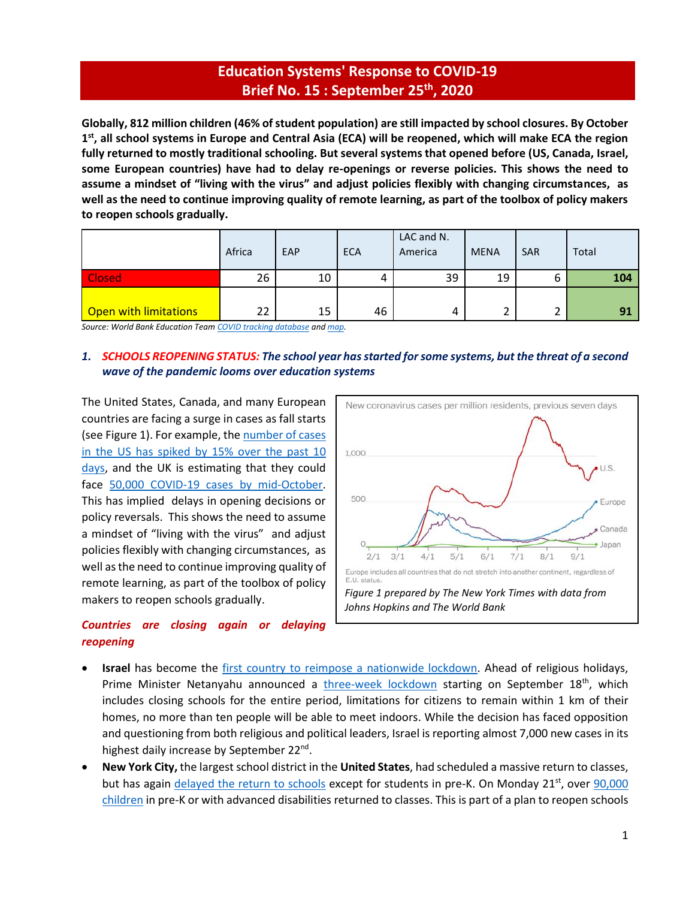# Education Systems' Response to COVID-19
## Brief No. 15 : September 25th, 2020

**Globally, 812 million children (46% of student population) are still impacted by school closures. By October 1st, all school systems in Europe and Central Asia (ECA) will be reopened, which will make ECA the region fully returned to mostly traditional schooling. But several systems that opened before (US, Canada, Israel, some European countries) have had to delay re-openings or reverse policies. This shows the need to assume a mindset of "living with the virus" and adjust policies flexibly with changing circumstances, as well as the need to continue improving quality of remote learning, as part of the toolbox of policy makers to reopen schools gradually.**

| | Africa | EAP | ECA | LAC and N. America | MENA | SAR | Total |
|---|---|---|---|---|---|---|---|
| Closed | 26 | 10 | 4 | 39 | 19 | 6 | **104** |
| Open with limitations | 22 | 15 | 46 | 4 | 2 | 2 | **91** |

*Source: World Bank Education Team COVID tracking database and map.*

### 1. SCHOOLS REOPENING STATUS: *The school year has started for some systems, but the threat of a second wave of the pandemic looms over education systems*

The United States, Canada, and many European countries are facing a surge in cases as fall starts (see Figure 1). For example, the number of cases in the US has spiked by 15% over the past 10 days, and the UK is estimating that they could face 50,000 COVID-19 cases by mid-October. This has implied delays in opening decisions or policy reversals. This shows the need to assume a mindset of "living with the virus" and adjust policies flexibly with changing circumstances, as well as the need to continue improving quality of remote learning, as part of the toolbox of policy makers to reopen schools gradually.

*Figure 1 prepared by The New York Times with data from Johns Hopkins and The World Bank*

#### *Countries are closing again or delaying reopening*

- **Israel** has become the first country to reimpose a nationwide lockdown. Ahead of religious holidays, Prime Minister Netanyahu announced a three-week lockdown starting on September 18th, which includes closing schools for the entire period, limitations for citizens to remain within 1 km of their homes, no more than ten people will be able to meet indoors. While the decision has faced opposition and questioning from both religious and political leaders, Israel is reporting almost 7,000 new cases in its highest daily increase by September 22nd.
- **New York City,** the largest school district in the **United States**, had scheduled a massive return to classes, but has again delayed the return to schools except for students in pre-K. On Monday 21st, over 90,000 children in pre-K or with advanced disabilities returned to classes. This is part of a plan to reopen schools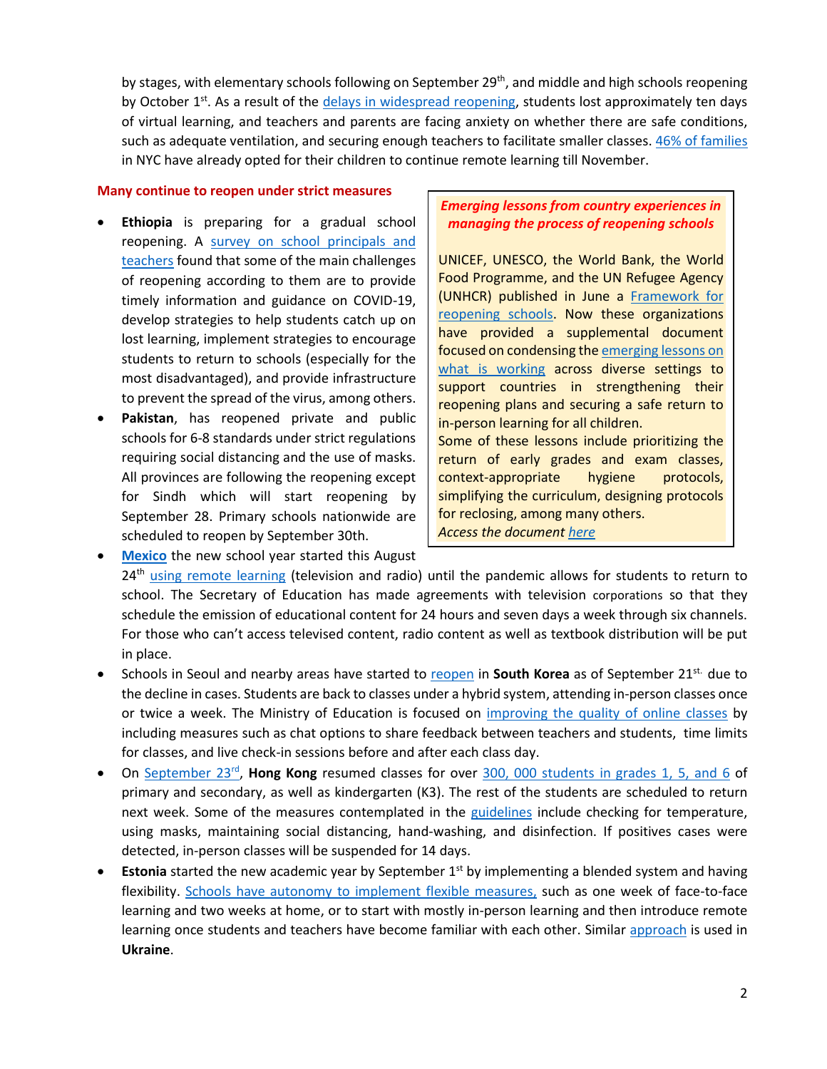by stages, with elementary schools following on September 29th, and middle and high schools reopening by October 1st. As a result of the delays in widespread reopening, students lost approximately ten days of virtual learning, and teachers and parents are facing anxiety on whether there are safe conditions, such as adequate ventilation, and securing enough teachers to facilitate smaller classes. 46% of families in NYC have already opted for their children to continue remote learning till November.

**Many continue to reopen under strict measures**

- **Ethiopia** is preparing for a gradual school reopening. A survey on school principals and teachers found that some of the main challenges of reopening according to them are to provide timely information and guidance on COVID-19, develop strategies to help students catch up on lost learning, implement strategies to encourage students to return to schools (especially for the most disadvantaged), and provide infrastructure to prevent the spread of the virus, among others.
- **Pakistan**, has reopened private and public schools for 6-8 standards under strict regulations requiring social distancing and the use of masks. All provinces are following the reopening except for Sindh which will start reopening by September 28. Primary schools nationwide are scheduled to reopen by September 30th.
- **Mexico** the new school year started this August 24th using remote learning (television and radio) until the pandemic allows for students to return to school. The Secretary of Education has made agreements with television corporations so that they schedule the emission of educational content for 24 hours and seven days a week through six channels. For those who can't access televised content, radio content as well as textbook distribution will be put in place.
- Schools in Seoul and nearby areas have started to reopen in **South Korea** as of September 21st. due to the decline in cases. Students are back to classes under a hybrid system, attending in-person classes once or twice a week. The Ministry of Education is focused on improving the quality of online classes by including measures such as chat options to share feedback between teachers and students, time limits for classes, and live check-in sessions before and after each class day.
- On September 23rd, **Hong Kong** resumed classes for over 300, 000 students in grades 1, 5, and 6 of primary and secondary, as well as kindergarten (K3). The rest of the students are scheduled to return next week. Some of the measures contemplated in the guidelines include checking for temperature, using masks, maintaining social distancing, hand-washing, and disinfection. If positives cases were detected, in-person classes will be suspended for 14 days.
- **Estonia** started the new academic year by September 1st by implementing a blended system and having flexibility. Schools have autonomy to implement flexible measures, such as one week of face-to-face learning and two weeks at home, or to start with mostly in-person learning and then introduce remote learning once students and teachers have become familiar with each other. Similar approach is used in **Ukraine**.

> ***Emerging lessons from country experiences in managing the process of reopening schools***
>
> UNICEF, UNESCO, the World Bank, the World Food Programme, and the UN Refugee Agency (UNHCR) published in June a Framework for reopening schools. Now these organizations have provided a supplemental document focused on condensing the emerging lessons on what is working across diverse settings to support countries in strengthening their reopening plans and securing a safe return to in-person learning for all children.
> Some of these lessons include prioritizing the return of early grades and exam classes, context-appropriate hygiene protocols, simplifying the curriculum, designing protocols for reclosing, among many others.
> *Access the document here*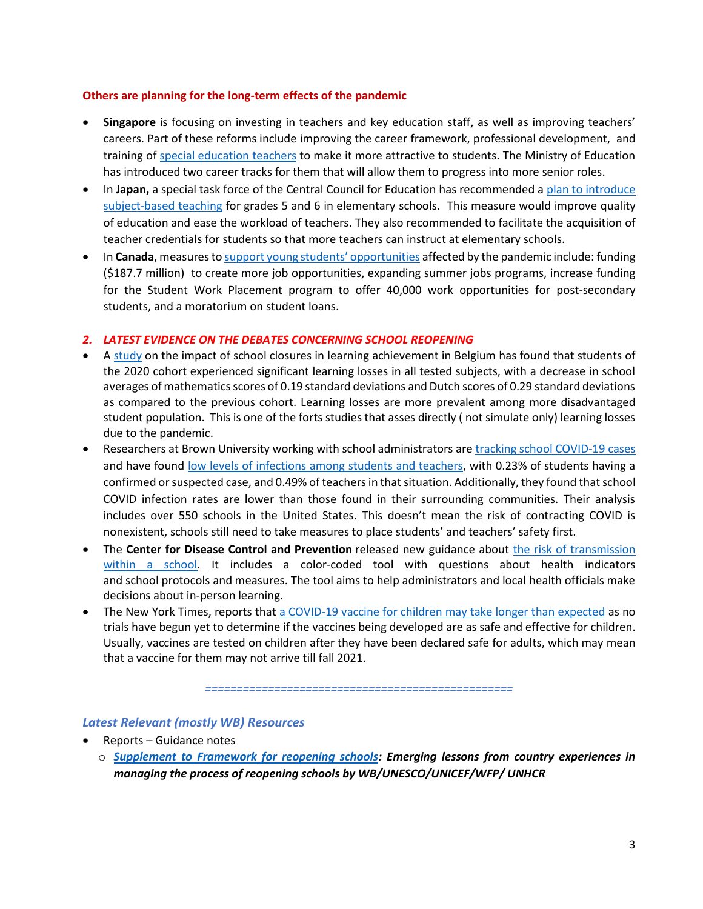**Others are planning for the long-term effects of the pandemic**

- **Singapore** is focusing on investing in teachers and key education staff, as well as improving teachers' careers. Part of these reforms include improving the career framework, professional development, and training of special education teachers to make it more attractive to students. The Ministry of Education has introduced two career tracks for them that will allow them to progress into more senior roles.
- In **Japan,** a special task force of the Central Council for Education has recommended a plan to introduce subject-based teaching for grades 5 and 6 in elementary schools. This measure would improve quality of education and ease the workload of teachers. They also recommended to facilitate the acquisition of teacher credentials for students so that more teachers can instruct at elementary schools.
- In **Canada**, measures to support young students' opportunities affected by the pandemic include: funding ($187.7 million) to create more job opportunities, expanding summer jobs programs, increase funding for the Student Work Placement program to offer 40,000 work opportunities for post-secondary students, and a moratorium on student loans.

## *2. LATEST EVIDENCE ON THE DEBATES CONCERNING SCHOOL REOPENING*

- A study on the impact of school closures in learning achievement in Belgium has found that students of the 2020 cohort experienced significant learning losses in all tested subjects, with a decrease in school averages of mathematics scores of 0.19 standard deviations and Dutch scores of 0.29 standard deviations as compared to the previous cohort. Learning losses are more prevalent among more disadvantaged student population. This is one of the forts studies that asses directly ( not simulate only) learning losses due to the pandemic.
- Researchers at Brown University working with school administrators are tracking school COVID-19 cases and have found low levels of infections among students and teachers, with 0.23% of students having a confirmed or suspected case, and 0.49% of teachers in that situation. Additionally, they found that school COVID infection rates are lower than those found in their surrounding communities. Their analysis includes over 550 schools in the United States. This doesn't mean the risk of contracting COVID is nonexistent, schools still need to take measures to place students' and teachers' safety first.
- The **Center for Disease Control and Prevention** released new guidance about the risk of transmission within a school. It includes a color-coded tool with questions about health indicators and school protocols and measures. The tool aims to help administrators and local health officials make decisions about in-person learning.
- The New York Times, reports that a COVID-19 vaccine for children may take longer than expected as no trials have begun yet to determine if the vaccines being developed are as safe and effective for children. Usually, vaccines are tested on children after they have been declared safe for adults, which may mean that a vaccine for them may not arrive till fall 2021.

===============================================

### *Latest Relevant (mostly WB) Resources*

- Reports – Guidance notes
  - ***Supplement to Framework for reopening schools**: Emerging lessons from country experiences in managing the process of reopening schools by WB/UNESCO/UNICEF/WFP/ UNHCR*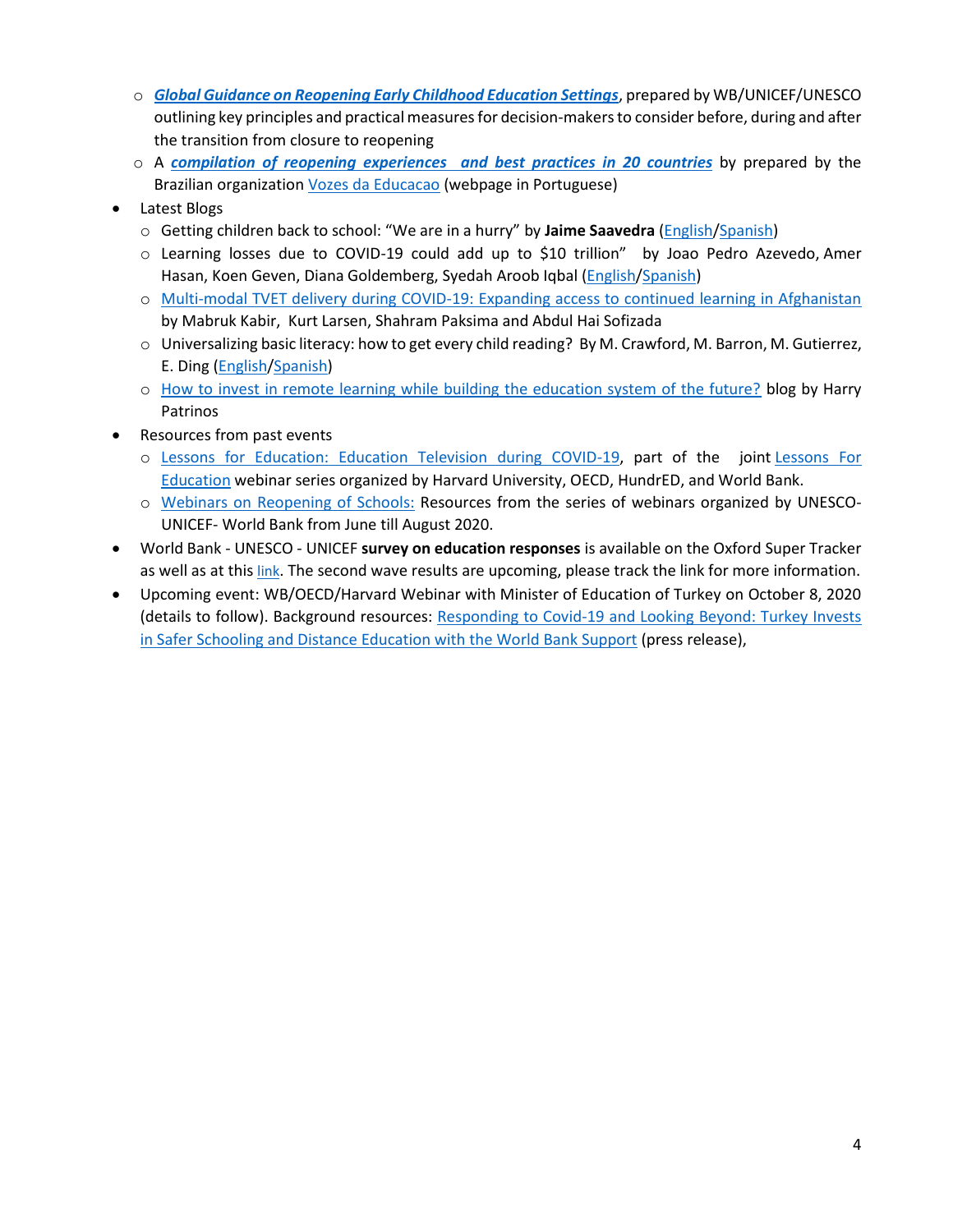- ***Global Guidance on Reopening Early Childhood Education Settings***, prepared by WB/UNICEF/UNESCO outlining key principles and practical measures for decision-makers to consider before, during and after the transition from closure to reopening
  - A ***compilation of reopening experiences and best practices in 20 countries*** by prepared by the Brazilian organization Vozes da Educacao (webpage in Portuguese)
- Latest Blogs
  - Getting children back to school: "We are in a hurry" by **Jaime Saavedra** (English/Spanish)
  - Learning losses due to COVID-19 could add up to $10 trillion" by Joao Pedro Azevedo, Amer Hasan, Koen Geven, Diana Goldemberg, Syedah Aroob Iqbal (English/Spanish)
  - Multi-modal TVET delivery during COVID-19: Expanding access to continued learning in Afghanistan by Mabruk Kabir, Kurt Larsen, Shahram Paksima and Abdul Hai Sofizada
  - Universalizing basic literacy: how to get every child reading? By M. Crawford, M. Barron, M. Gutierrez, E. Ding (English/Spanish)
  - How to invest in remote learning while building the education system of the future? blog by Harry Patrinos
- Resources from past events
  - Lessons for Education: Education Television during COVID-19, part of the joint Lessons For Education webinar series organized by Harvard University, OECD, HundrED, and World Bank.
  - Webinars on Reopening of Schools: Resources from the series of webinars organized by UNESCO-UNICEF- World Bank from June till August 2020.
- World Bank - UNESCO - UNICEF **survey on education responses** is available on the Oxford Super Tracker as well as at this link. The second wave results are upcoming, please track the link for more information.
- Upcoming event: WB/OECD/Harvard Webinar with Minister of Education of Turkey on October 8, 2020 (details to follow). Background resources: Responding to Covid-19 and Looking Beyond: Turkey Invests in Safer Schooling and Distance Education with the World Bank Support (press release),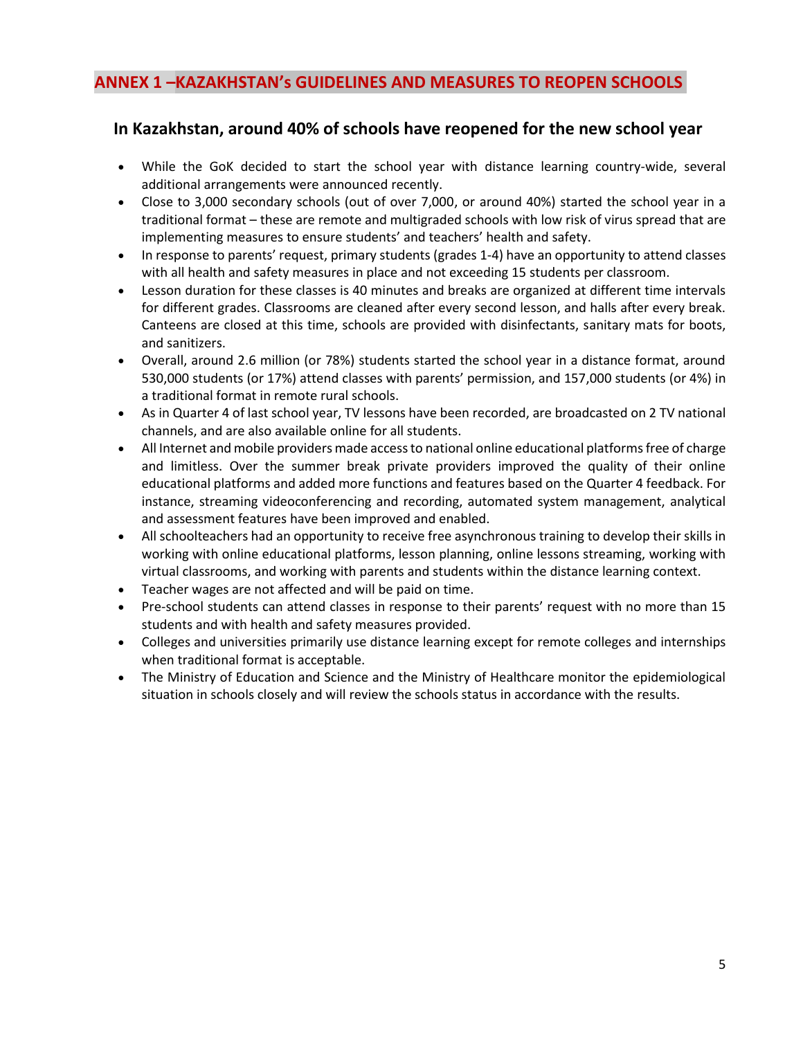# ANNEX 1 –KAZAKHSTAN's GUIDELINES AND MEASURES TO REOPEN SCHOOLS

## In Kazakhstan, around 40% of schools have reopened for the new school year

- While the GoK decided to start the school year with distance learning country-wide, several additional arrangements were announced recently.
- Close to 3,000 secondary schools (out of over 7,000, or around 40%) started the school year in a traditional format – these are remote and multigraded schools with low risk of virus spread that are implementing measures to ensure students' and teachers' health and safety.
- In response to parents' request, primary students (grades 1-4) have an opportunity to attend classes with all health and safety measures in place and not exceeding 15 students per classroom.
- Lesson duration for these classes is 40 minutes and breaks are organized at different time intervals for different grades. Classrooms are cleaned after every second lesson, and halls after every break. Canteens are closed at this time, schools are provided with disinfectants, sanitary mats for boots, and sanitizers.
- Overall, around 2.6 million (or 78%) students started the school year in a distance format, around 530,000 students (or 17%) attend classes with parents' permission, and 157,000 students (or 4%) in a traditional format in remote rural schools.
- As in Quarter 4 of last school year, TV lessons have been recorded, are broadcasted on 2 TV national channels, and are also available online for all students.
- All Internet and mobile providers made access to national online educational platforms free of charge and limitless. Over the summer break private providers improved the quality of their online educational platforms and added more functions and features based on the Quarter 4 feedback. For instance, streaming videoconferencing and recording, automated system management, analytical and assessment features have been improved and enabled.
- All schoolteachers had an opportunity to receive free asynchronous training to develop their skills in working with online educational platforms, lesson planning, online lessons streaming, working with virtual classrooms, and working with parents and students within the distance learning context.
- Teacher wages are not affected and will be paid on time.
- Pre-school students can attend classes in response to their parents' request with no more than 15 students and with health and safety measures provided.
- Colleges and universities primarily use distance learning except for remote colleges and internships when traditional format is acceptable.
- The Ministry of Education and Science and the Ministry of Healthcare monitor the epidemiological situation in schools closely and will review the schools status in accordance with the results.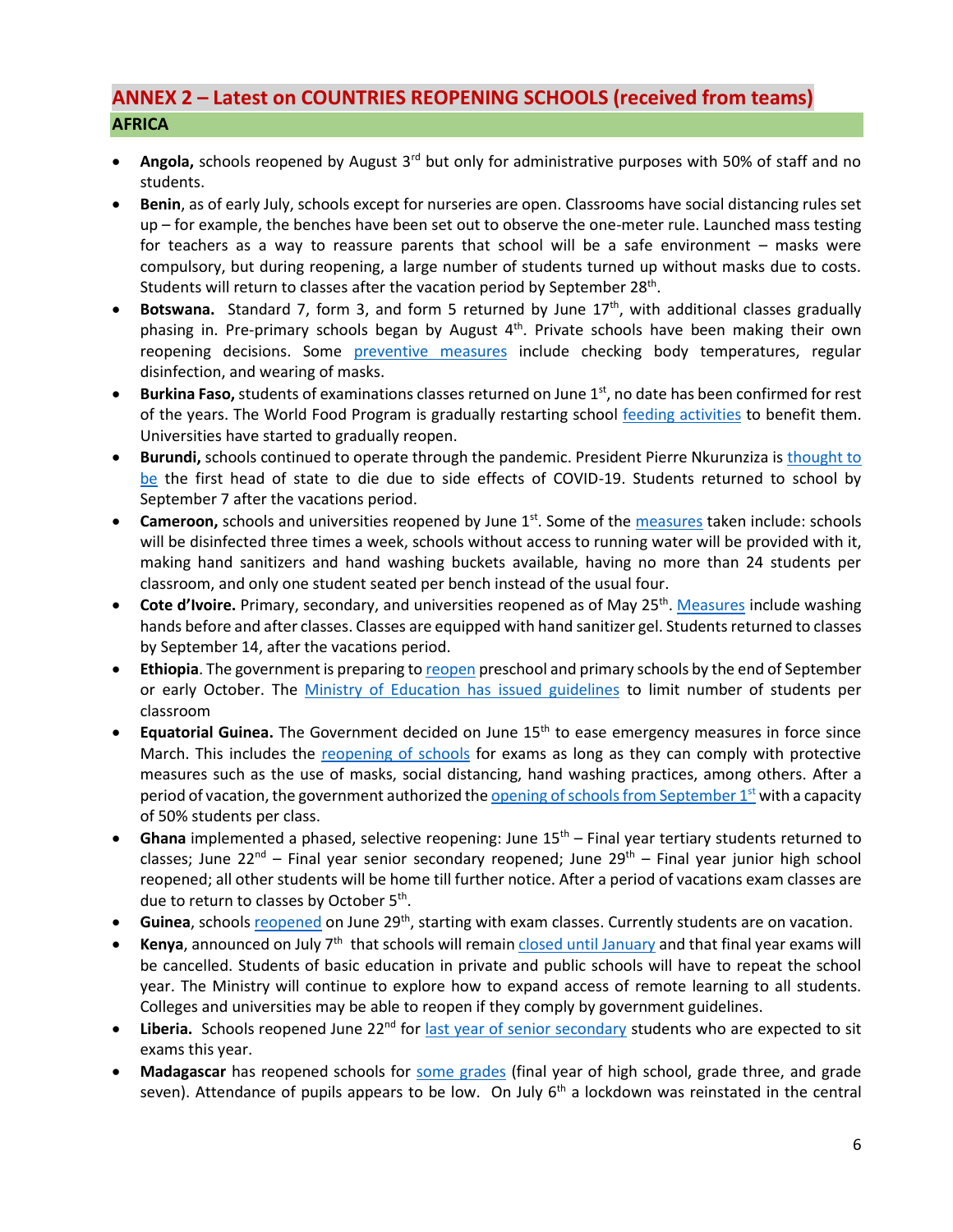## ANNEX 2 – Latest on COUNTRIES REOPENING SCHOOLS (received from teams)

### AFRICA

- **Angola,** schools reopened by August 3rd but only for administrative purposes with 50% of staff and no students.
- **Benin**, as of early July, schools except for nurseries are open. Classrooms have social distancing rules set up – for example, the benches have been set out to observe the one-meter rule. Launched mass testing for teachers as a way to reassure parents that school will be a safe environment – masks were compulsory, but during reopening, a large number of students turned up without masks due to costs. Students will return to classes after the vacation period by September 28th.
- **Botswana.** Standard 7, form 3, and form 5 returned by June 17th, with additional classes gradually phasing in. Pre-primary schools began by August 4th. Private schools have been making their own reopening decisions. Some preventive measures include checking body temperatures, regular disinfection, and wearing of masks.
- **Burkina Faso,** students of examinations classes returned on June 1st, no date has been confirmed for rest of the years. The World Food Program is gradually restarting school feeding activities to benefit them. Universities have started to gradually reopen.
- **Burundi,** schools continued to operate through the pandemic. President Pierre Nkurunziza is thought to be the first head of state to die due to side effects of COVID-19. Students returned to school by September 7 after the vacations period.
- **Cameroon,** schools and universities reopened by June 1st. Some of the measures taken include: schools will be disinfected three times a week, schools without access to running water will be provided with it, making hand sanitizers and hand washing buckets available, having no more than 24 students per classroom, and only one student seated per bench instead of the usual four.
- **Cote d'Ivoire.** Primary, secondary, and universities reopened as of May 25th. Measures include washing hands before and after classes. Classes are equipped with hand sanitizer gel. Students returned to classes by September 14, after the vacations period.
- **Ethiopia**. The government is preparing to reopen preschool and primary schools by the end of September or early October. The Ministry of Education has issued guidelines to limit number of students per classroom
- **Equatorial Guinea.** The Government decided on June 15th to ease emergency measures in force since March. This includes the reopening of schools for exams as long as they can comply with protective measures such as the use of masks, social distancing, hand washing practices, among others. After a period of vacation, the government authorized the opening of schools from September 1st with a capacity of 50% students per class.
- **Ghana** implemented a phased, selective reopening: June 15th – Final year tertiary students returned to classes; June 22nd – Final year senior secondary reopened; June 29th – Final year junior high school reopened; all other students will be home till further notice. After a period of vacations exam classes are due to return to classes by October 5th.
- **Guinea**, schools reopened on June 29th, starting with exam classes. Currently students are on vacation.
- **Kenya**, announced on July 7th that schools will remain closed until January and that final year exams will be cancelled. Students of basic education in private and public schools will have to repeat the school year. The Ministry will continue to explore how to expand access of remote learning to all students. Colleges and universities may be able to reopen if they comply by government guidelines.
- **Liberia.** Schools reopened June 22nd for last year of senior secondary students who are expected to sit exams this year.
- **Madagascar** has reopened schools for some grades (final year of high school, grade three, and grade seven). Attendance of pupils appears to be low. On July 6th a lockdown was reinstated in the central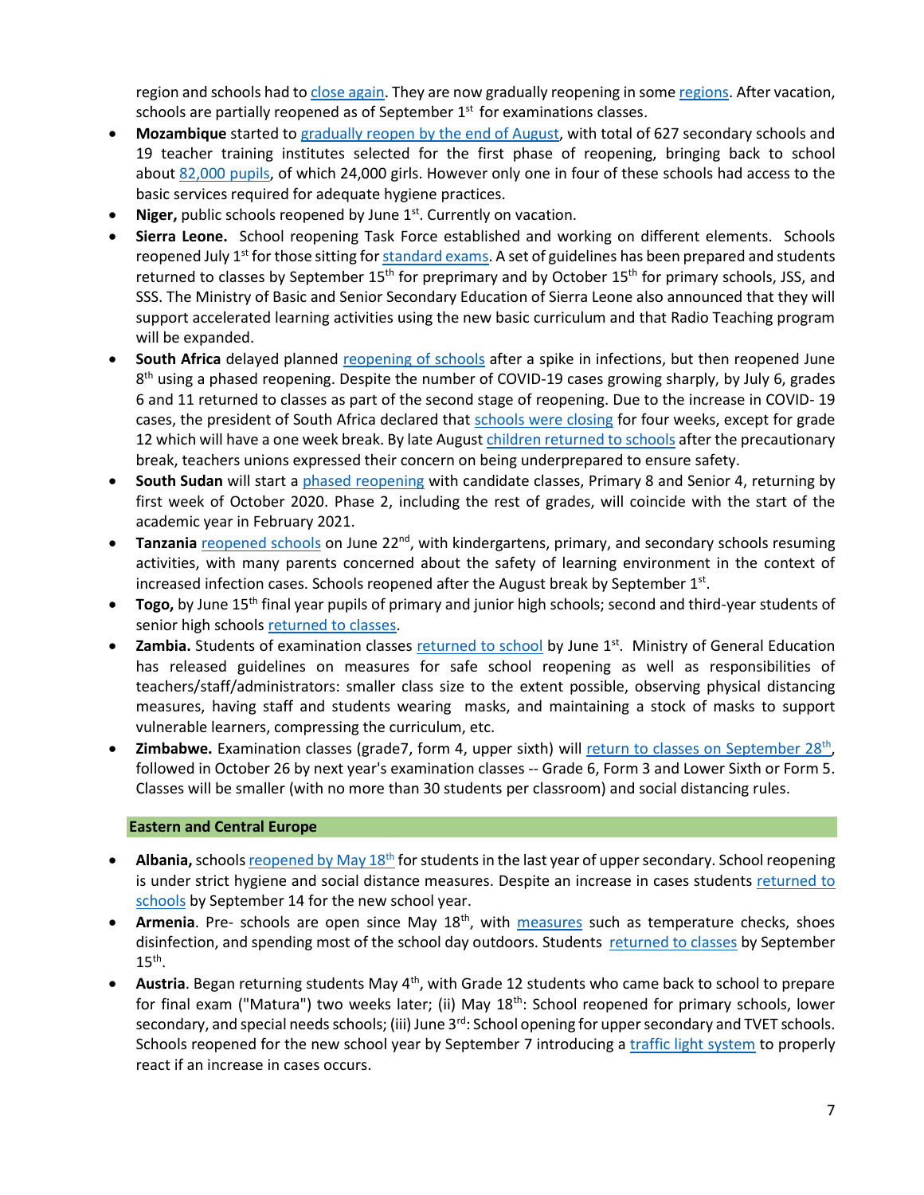region and schools had to close again. They are now gradually reopening in some regions. After vacation, schools are partially reopened as of September 1st for examinations classes.

- **Mozambique** started to gradually reopen by the end of August, with total of 627 secondary schools and 19 teacher training institutes selected for the first phase of reopening, bringing back to school about 82,000 pupils, of which 24,000 girls. However only one in four of these schools had access to the basic services required for adequate hygiene practices.
- **Niger,** public schools reopened by June 1st. Currently on vacation.
- **Sierra Leone.** School reopening Task Force established and working on different elements. Schools reopened July 1st for those sitting for standard exams. A set of guidelines has been prepared and students returned to classes by September 15th for preprimary and by October 15th for primary schools, JSS, and SSS. The Ministry of Basic and Senior Secondary Education of Sierra Leone also announced that they will support accelerated learning activities using the new basic curriculum and that Radio Teaching program will be expanded.
- **South Africa** delayed planned reopening of schools after a spike in infections, but then reopened June 8th using a phased reopening. Despite the number of COVID-19 cases growing sharply, by July 6, grades 6 and 11 returned to classes as part of the second stage of reopening. Due to the increase in COVID- 19 cases, the president of South Africa declared that schools were closing for four weeks, except for grade 12 which will have a one week break. By late August children returned to schools after the precautionary break, teachers unions expressed their concern on being underprepared to ensure safety.
- **South Sudan** will start a phased reopening with candidate classes, Primary 8 and Senior 4, returning by first week of October 2020. Phase 2, including the rest of grades, will coincide with the start of the academic year in February 2021.
- **Tanzania** reopened schools on June 22nd, with kindergartens, primary, and secondary schools resuming activities, with many parents concerned about the safety of learning environment in the context of increased infection cases. Schools reopened after the August break by September 1st.
- **Togo,** by June 15th final year pupils of primary and junior high schools; second and third-year students of senior high schools returned to classes.
- **Zambia.** Students of examination classes returned to school by June 1st. Ministry of General Education has released guidelines on measures for safe school reopening as well as responsibilities of teachers/staff/administrators: smaller class size to the extent possible, observing physical distancing measures, having staff and students wearing masks, and maintaining a stock of masks to support vulnerable learners, compressing the curriculum, etc.
- **Zimbabwe.** Examination classes (grade7, form 4, upper sixth) will return to classes on September 28th, followed in October 26 by next year's examination classes -- Grade 6, Form 3 and Lower Sixth or Form 5. Classes will be smaller (with no more than 30 students per classroom) and social distancing rules.

## Eastern and Central Europe

- **Albania,** schools reopened by May 18th for students in the last year of upper secondary. School reopening is under strict hygiene and social distance measures. Despite an increase in cases students returned to schools by September 14 for the new school year.
- **Armenia**. Pre- schools are open since May 18th, with measures such as temperature checks, shoes disinfection, and spending most of the school day outdoors. Students returned to classes by September 15th.
- **Austria**. Began returning students May 4th, with Grade 12 students who came back to school to prepare for final exam ("Matura") two weeks later; (ii) May 18th: School reopened for primary schools, lower secondary, and special needs schools; (iii) June 3rd: School opening for upper secondary and TVET schools. Schools reopened for the new school year by September 7 introducing a traffic light system to properly react if an increase in cases occurs.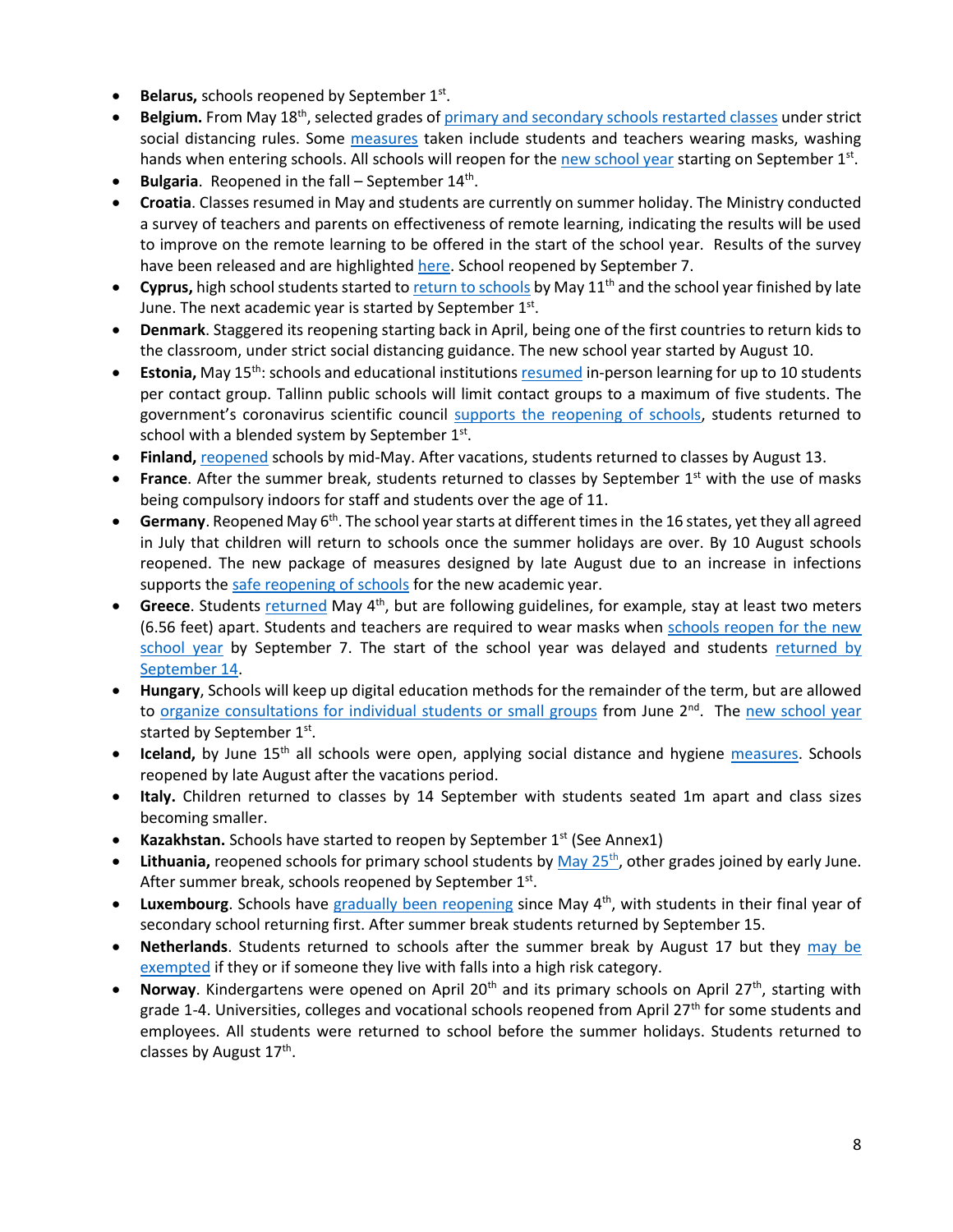- **Belarus,** schools reopened by September 1st.
- **Belgium.** From May 18th, selected grades of primary and secondary schools restarted classes under strict social distancing rules. Some measures taken include students and teachers wearing masks, washing hands when entering schools. All schools will reopen for the new school year starting on September 1st.
- **Bulgaria**. Reopened in the fall – September 14th.
- **Croatia**. Classes resumed in May and students are currently on summer holiday. The Ministry conducted a survey of teachers and parents on effectiveness of remote learning, indicating the results will be used to improve on the remote learning to be offered in the start of the school year. Results of the survey have been released and are highlighted here. School reopened by September 7.
- **Cyprus,** high school students started to return to schools by May 11th and the school year finished by late June. The next academic year is started by September 1st.
- **Denmark**. Staggered its reopening starting back in April, being one of the first countries to return kids to the classroom, under strict social distancing guidance. The new school year started by August 10.
- **Estonia,** May 15th: schools and educational institutions resumed in-person learning for up to 10 students per contact group. Tallinn public schools will limit contact groups to a maximum of five students. The government's coronavirus scientific council supports the reopening of schools, students returned to school with a blended system by September 1st.
- **Finland,** reopened schools by mid-May. After vacations, students returned to classes by August 13.
- **France**. After the summer break, students returned to classes by September 1st with the use of masks being compulsory indoors for staff and students over the age of 11.
- **Germany**. Reopened May 6th. The school year starts at different times in the 16 states, yet they all agreed in July that children will return to schools once the summer holidays are over. By 10 August schools reopened. The new package of measures designed by late August due to an increase in infections supports the safe reopening of schools for the new academic year.
- **Greece**. Students returned May 4th, but are following guidelines, for example, stay at least two meters (6.56 feet) apart. Students and teachers are required to wear masks when schools reopen for the new school year by September 7. The start of the school year was delayed and students returned by September 14.
- **Hungary**, Schools will keep up digital education methods for the remainder of the term, but are allowed to organize consultations for individual students or small groups from June 2nd. The new school year started by September 1st.
- **Iceland,** by June 15th all schools were open, applying social distance and hygiene measures. Schools reopened by late August after the vacations period.
- **Italy.** Children returned to classes by 14 September with students seated 1m apart and class sizes becoming smaller.
- **Kazakhstan.** Schools have started to reopen by September 1st (See Annex1)
- **Lithuania,** reopened schools for primary school students by May 25th, other grades joined by early June. After summer break, schools reopened by September 1st.
- **Luxembourg**. Schools have gradually been reopening since May 4th, with students in their final year of secondary school returning first. After summer break students returned by September 15.
- **Netherlands**. Students returned to schools after the summer break by August 17 but they may be exempted if they or if someone they live with falls into a high risk category.
- **Norway**. Kindergartens were opened on April 20th and its primary schools on April 27th, starting with grade 1-4. Universities, colleges and vocational schools reopened from April 27th for some students and employees. All students were returned to school before the summer holidays. Students returned to classes by August 17th.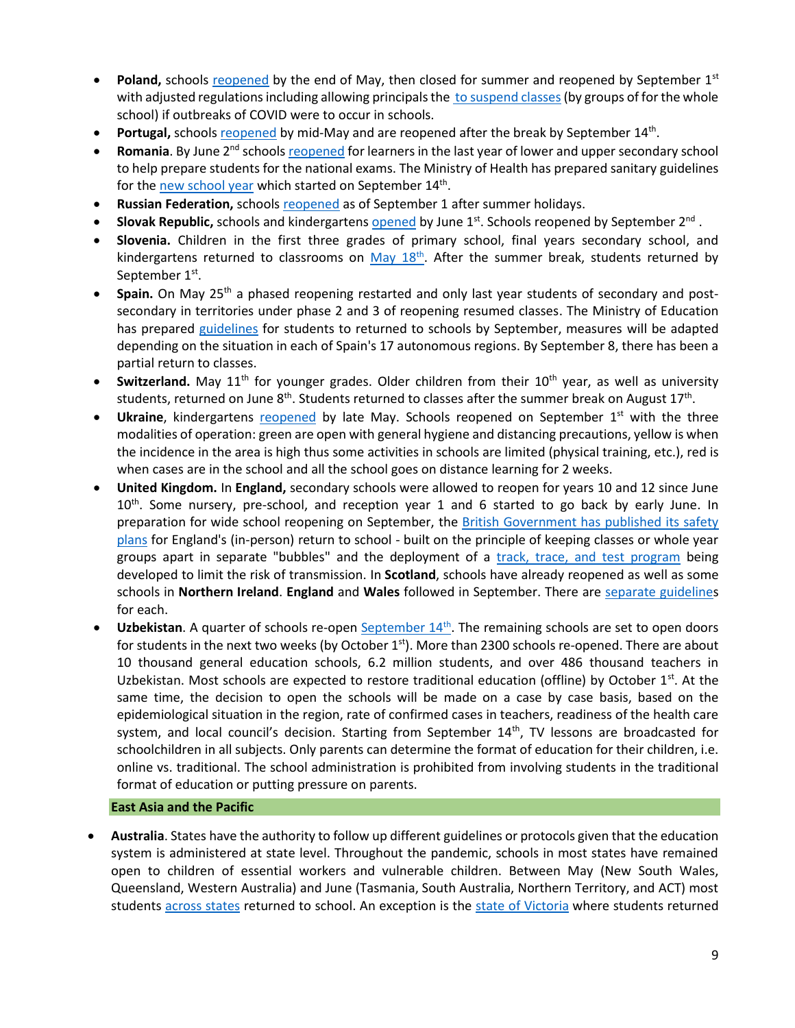- **Poland,** schools reopened by the end of May, then closed for summer and reopened by September 1st with adjusted regulations including allowing principals the to suspend classes (by groups of for the whole school) if outbreaks of COVID were to occur in schools.
- **Portugal,** schools reopened by mid-May and are reopened after the break by September 14th.
- **Romania**. By June 2nd schools reopened for learners in the last year of lower and upper secondary school to help prepare students for the national exams. The Ministry of Health has prepared sanitary guidelines for the new school year which started on September 14th.
- **Russian Federation,** schools reopened as of September 1 after summer holidays.
- **Slovak Republic,** schools and kindergartens opened by June 1st. Schools reopened by September 2nd .
- **Slovenia.** Children in the first three grades of primary school, final years secondary school, and kindergartens returned to classrooms on May 18th. After the summer break, students returned by September 1st.
- **Spain.** On May 25th a phased reopening restarted and only last year students of secondary and post-secondary in territories under phase 2 and 3 of reopening resumed classes. The Ministry of Education has prepared guidelines for students to returned to schools by September, measures will be adapted depending on the situation in each of Spain's 17 autonomous regions. By September 8, there has been a partial return to classes.
- **Switzerland.** May 11th for younger grades. Older children from their 10th year, as well as university students, returned on June 8th. Students returned to classes after the summer break on August 17th.
- **Ukraine**, kindergartens reopened by late May. Schools reopened on September 1st with the three modalities of operation: green are open with general hygiene and distancing precautions, yellow is when the incidence in the area is high thus some activities in schools are limited (physical training, etc.), red is when cases are in the school and all the school goes on distance learning for 2 weeks.
- **United Kingdom.** In **England,** secondary schools were allowed to reopen for years 10 and 12 since June 10th. Some nursery, pre-school, and reception year 1 and 6 started to go back by early June. In preparation for wide school reopening on September, the British Government has published its safety plans for England's (in-person) return to school - built on the principle of keeping classes or whole year groups apart in separate "bubbles" and the deployment of a track, trace, and test program being developed to limit the risk of transmission. In **Scotland**, schools have already reopened as well as some schools in **Northern Ireland**. **England** and **Wales** followed in September. There are separate guidelines for each.
- **Uzbekistan**. A quarter of schools re-open September 14th. The remaining schools are set to open doors for students in the next two weeks (by October 1st). More than 2300 schools re-opened. There are about 10 thousand general education schools, 6.2 million students, and over 486 thousand teachers in Uzbekistan. Most schools are expected to restore traditional education (offline) by October 1st. At the same time, the decision to open the schools will be made on a case by case basis, based on the epidemiological situation in the region, rate of confirmed cases in teachers, readiness of the health care system, and local council's decision. Starting from September 14th, TV lessons are broadcasted for schoolchildren in all subjects. Only parents can determine the format of education for their children, i.e. online vs. traditional. The school administration is prohibited from involving students in the traditional format of education or putting pressure on parents.

**East Asia and the Pacific**

- **Australia**. States have the authority to follow up different guidelines or protocols given that the education system is administered at state level. Throughout the pandemic, schools in most states have remained open to children of essential workers and vulnerable children. Between May (New South Wales, Queensland, Western Australia) and June (Tasmania, South Australia, Northern Territory, and ACT) most students across states returned to school. An exception is the state of Victoria where students returned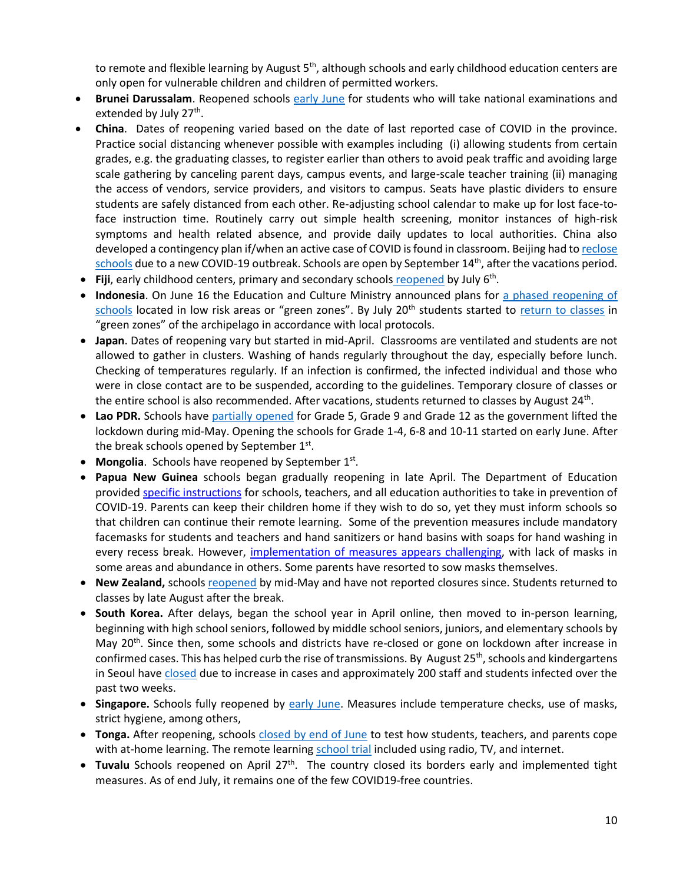to remote and flexible learning by August 5th, although schools and early childhood education centers are only open for vulnerable children and children of permitted workers.

- **Brunei Darussalam**. Reopened schools early June for students who will take national examinations and extended by July 27th.
- **China**. Dates of reopening varied based on the date of last reported case of COVID in the province. Practice social distancing whenever possible with examples including (i) allowing students from certain grades, e.g. the graduating classes, to register earlier than others to avoid peak traffic and avoiding large scale gathering by canceling parent days, campus events, and large-scale teacher training (ii) managing the access of vendors, service providers, and visitors to campus. Seats have plastic dividers to ensure students are safely distanced from each other. Re-adjusting school calendar to make up for lost face-to-face instruction time. Routinely carry out simple health screening, monitor instances of high-risk symptoms and health related absence, and provide daily updates to local authorities. China also developed a contingency plan if/when an active case of COVID is found in classroom. Beijing had to reclose schools due to a new COVID-19 outbreak. Schools are open by September 14th, after the vacations period.
- **Fiji**, early childhood centers, primary and secondary schools reopened by July 6th.
- **Indonesia**. On June 16 the Education and Culture Ministry announced plans for a phased reopening of schools located in low risk areas or "green zones". By July 20th students started to return to classes in "green zones" of the archipelago in accordance with local protocols.
- **Japan**. Dates of reopening vary but started in mid-April. Classrooms are ventilated and students are not allowed to gather in clusters. Washing of hands regularly throughout the day, especially before lunch. Checking of temperatures regularly. If an infection is confirmed, the infected individual and those who were in close contact are to be suspended, according to the guidelines. Temporary closure of classes or the entire school is also recommended. After vacations, students returned to classes by August 24th.
- **Lao PDR.** Schools have partially opened for Grade 5, Grade 9 and Grade 12 as the government lifted the lockdown during mid-May. Opening the schools for Grade 1-4, 6-8 and 10-11 started on early June. After the break schools opened by September 1st.
- **Mongolia**. Schools have reopened by September 1st.
- **Papua New Guinea** schools began gradually reopening in late April. The Department of Education provided specific instructions for schools, teachers, and all education authorities to take in prevention of COVID-19. Parents can keep their children home if they wish to do so, yet they must inform schools so that children can continue their remote learning. Some of the prevention measures include mandatory facemasks for students and teachers and hand sanitizers or hand basins with soaps for hand washing in every recess break. However, implementation of measures appears challenging, with lack of masks in some areas and abundance in others. Some parents have resorted to sow masks themselves.
- **New Zealand,** schools reopened by mid-May and have not reported closures since. Students returned to classes by late August after the break.
- **South Korea.** After delays, began the school year in April online, then moved to in-person learning, beginning with high school seniors, followed by middle school seniors, juniors, and elementary schools by May 20th. Since then, some schools and districts have re-closed or gone on lockdown after increase in confirmed cases. This has helped curb the rise of transmissions. By August 25th, schools and kindergartens in Seoul have closed due to increase in cases and approximately 200 staff and students infected over the past two weeks.
- **Singapore.** Schools fully reopened by early June. Measures include temperature checks, use of masks, strict hygiene, among others,
- **Tonga.** After reopening, schools closed by end of June to test how students, teachers, and parents cope with at-home learning. The remote learning school trial included using radio, TV, and internet.
- **Tuvalu** Schools reopened on April 27th. The country closed its borders early and implemented tight measures. As of end July, it remains one of the few COVID19-free countries.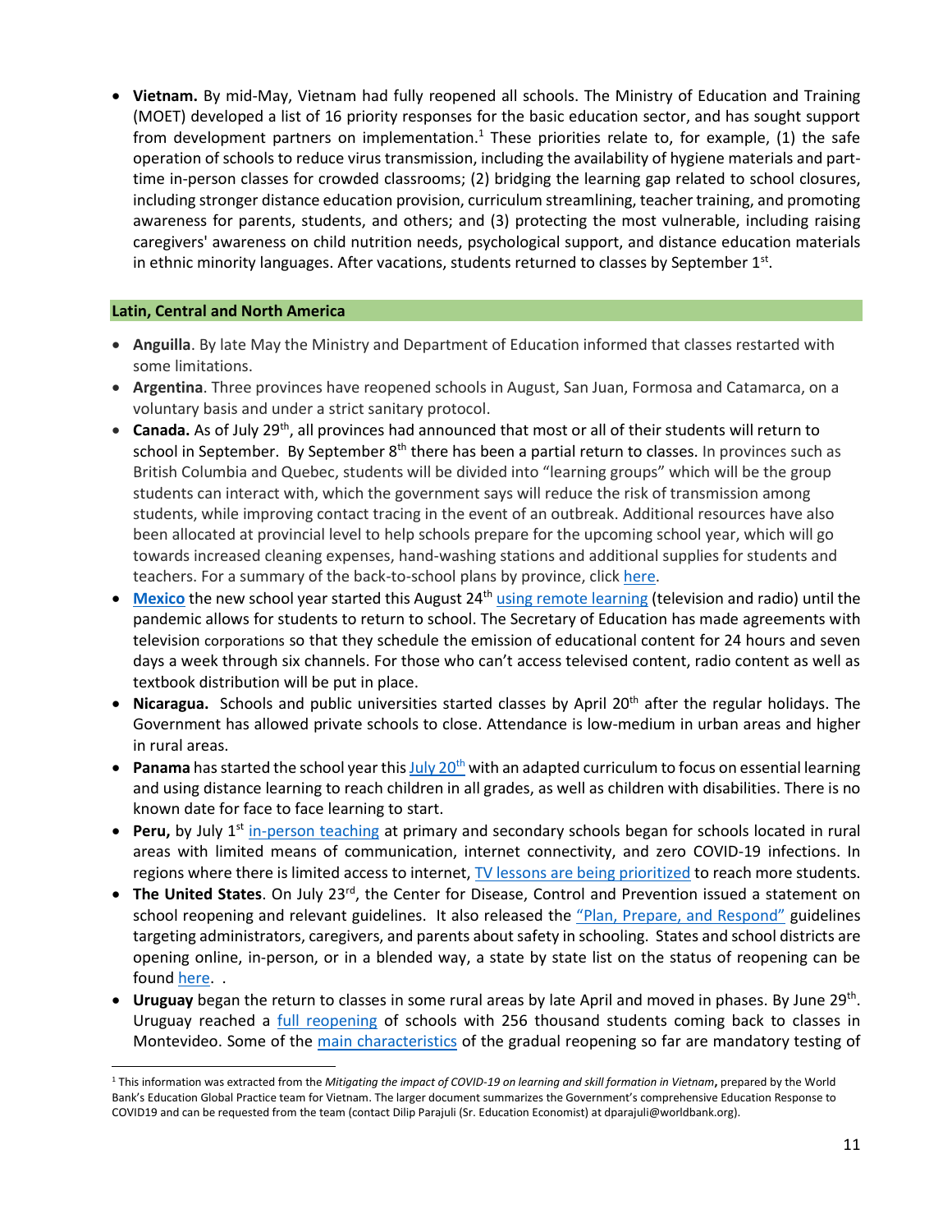- **Vietnam.** By mid-May, Vietnam had fully reopened all schools. The Ministry of Education and Training (MOET) developed a list of 16 priority responses for the basic education sector, and has sought support from development partners on implementation.[1] These priorities relate to, for example, (1) the safe operation of schools to reduce virus transmission, including the availability of hygiene materials and part-time in-person classes for crowded classrooms; (2) bridging the learning gap related to school closures, including stronger distance education provision, curriculum streamlining, teacher training, and promoting awareness for parents, students, and others; and (3) protecting the most vulnerable, including raising caregivers' awareness on child nutrition needs, psychological support, and distance education materials in ethnic minority languages. After vacations, students returned to classes by September 1st.

## Latin, Central and North America

- **Anguilla**. By late May the Ministry and Department of Education informed that classes restarted with some limitations.
- **Argentina**. Three provinces have reopened schools in August, San Juan, Formosa and Catamarca, on a voluntary basis and under a strict sanitary protocol.
- **Canada.** As of July 29th, all provinces had announced that most or all of their students will return to school in September. By September 8th there has been a partial return to classes. In provinces such as British Columbia and Quebec, students will be divided into "learning groups" which will be the group students can interact with, which the government says will reduce the risk of transmission among students, while improving contact tracing in the event of an outbreak. Additional resources have also been allocated at provincial level to help schools prepare for the upcoming school year, which will go towards increased cleaning expenses, hand-washing stations and additional supplies for students and teachers. For a summary of the back-to-school plans by province, click here.
- **Mexico** the new school year started this August 24th using remote learning (television and radio) until the pandemic allows for students to return to school. The Secretary of Education has made agreements with television corporations so that they schedule the emission of educational content for 24 hours and seven days a week through six channels. For those who can't access televised content, radio content as well as textbook distribution will be put in place.
- **Nicaragua.** Schools and public universities started classes by April 20th after the regular holidays. The Government has allowed private schools to close. Attendance is low-medium in urban areas and higher in rural areas.
- **Panama** has started the school year this July 20th with an adapted curriculum to focus on essential learning and using distance learning to reach children in all grades, as well as children with disabilities. There is no known date for face to face learning to start.
- **Peru,** by July 1st in-person teaching at primary and secondary schools began for schools located in rural areas with limited means of communication, internet connectivity, and zero COVID-19 infections. In regions where there is limited access to internet, TV lessons are being prioritized to reach more students.
- **The United States**. On July 23rd, the Center for Disease, Control and Prevention issued a statement on school reopening and relevant guidelines. It also released the "Plan, Prepare, and Respond" guidelines targeting administrators, caregivers, and parents about safety in schooling. States and school districts are opening online, in-person, or in a blended way, a state by state list on the status of reopening can be found here. .
- **Uruguay** began the return to classes in some rural areas by late April and moved in phases. By June 29th. Uruguay reached a full reopening of schools with 256 thousand students coming back to classes in Montevideo. Some of the main characteristics of the gradual reopening so far are mandatory testing of

[1] This information was extracted from the *Mitigating the impact of COVID-19 on learning and skill formation in Vietnam*, prepared by the World Bank's Education Global Practice team for Vietnam. The larger document summarizes the Government's comprehensive Education Response to COVID19 and can be requested from the team (contact Dilip Parajuli (Sr. Education Economist) at dparajuli@worldbank.org).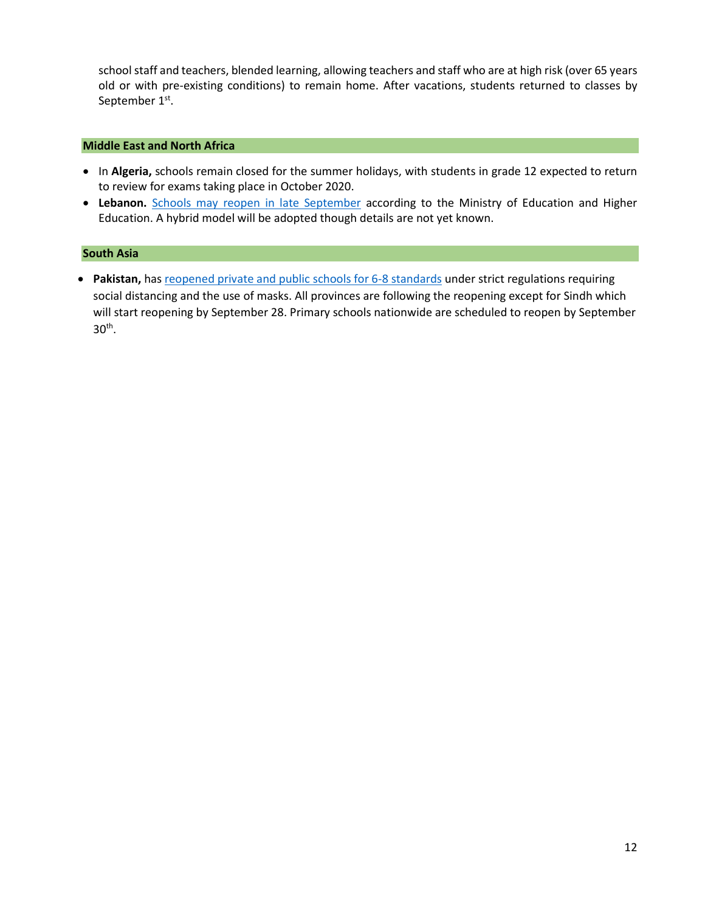school staff and teachers, blended learning, allowing teachers and staff who are at high risk (over 65 years old or with pre-existing conditions) to remain home. After vacations, students returned to classes by September 1st.

### Middle East and North Africa

- In **Algeria,** schools remain closed for the summer holidays, with students in grade 12 expected to return to review for exams taking place in October 2020.
- **Lebanon.** Schools may reopen in late September according to the Ministry of Education and Higher Education. A hybrid model will be adopted though details are not yet known.

### South Asia

- **Pakistan,** has reopened private and public schools for 6-8 standards under strict regulations requiring social distancing and the use of masks. All provinces are following the reopening except for Sindh which will start reopening by September 28. Primary schools nationwide are scheduled to reopen by September 30th.